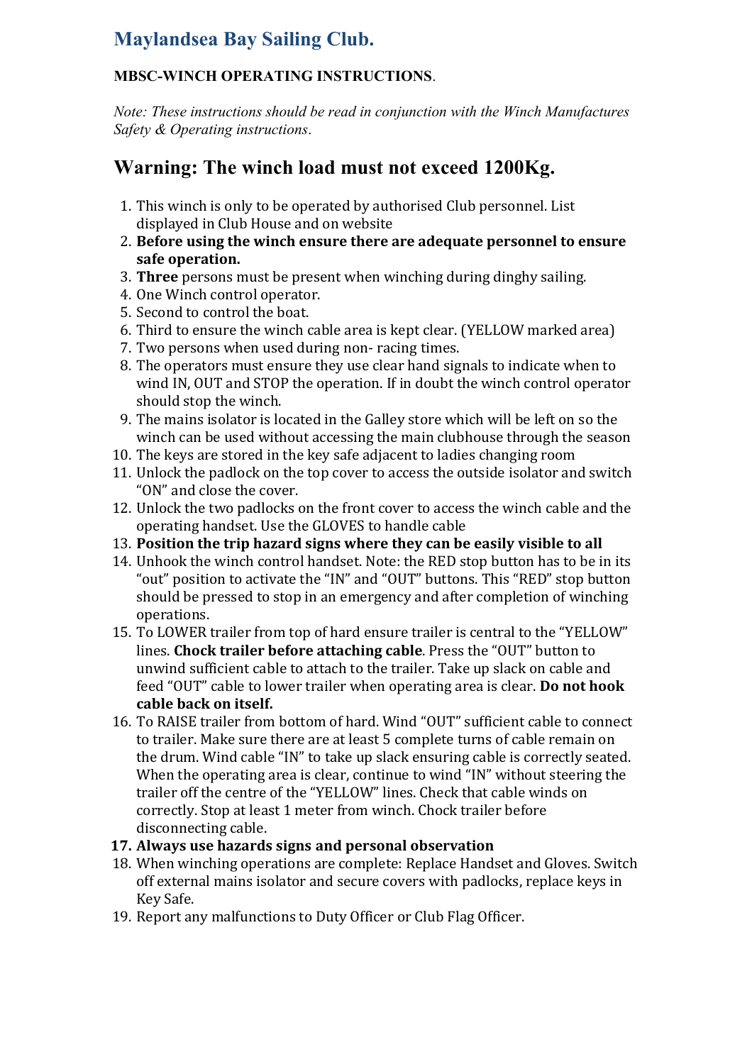# Maylandsea Bay Sailing Club.

**MBSC-WINCH OPERATING INSTRUCTIONS**.

*Note: These instructions should be read in conjunction with the Winch Manufactures Safety & Operating instructions*.

## Warning: The winch load must not exceed 1200Kg.

1. This winch is only to be operated by authorised Club personnel. List displayed in Club House and on website
2. **Before using the winch ensure there are adequate personnel to ensure safe operation.**
3. **Three** persons must be present when winching during dinghy sailing.
4. One Winch control operator.
5. Second to control the boat.
6. Third to ensure the winch cable area is kept clear. (YELLOW marked area)
7. Two persons when used during non- racing times.
8. The operators must ensure they use clear hand signals to indicate when to wind IN, OUT and STOP the operation. If in doubt the winch control operator should stop the winch.
9. The mains isolator is located in the Galley store which will be left on so the winch can be used without accessing the main clubhouse through the season
10. The keys are stored in the key safe adjacent to ladies changing room
11. Unlock the padlock on the top cover to access the outside isolator and switch "ON" and close the cover.
12. Unlock the two padlocks on the front cover to access the winch cable and the operating handset. Use the GLOVES to handle cable
13. **Position the trip hazard signs where they can be easily visible to all**
14. Unhook the winch control handset. Note: the RED stop button has to be in its "out" position to activate the "IN" and "OUT" buttons. This "RED" stop button should be pressed to stop in an emergency and after completion of winching operations.
15. To LOWER trailer from top of hard ensure trailer is central to the "YELLOW" lines. **Chock trailer before attaching cable**. Press the "OUT" button to unwind sufficient cable to attach to the trailer. Take up slack on cable and feed "OUT" cable to lower trailer when operating area is clear. **Do not hook cable back on itself.**
16. To RAISE trailer from bottom of hard. Wind "OUT" sufficient cable to connect to trailer. Make sure there are at least 5 complete turns of cable remain on the drum. Wind cable "IN" to take up slack ensuring cable is correctly seated. When the operating area is clear, continue to wind "IN" without steering the trailer off the centre of the "YELLOW" lines. Check that cable winds on correctly. Stop at least 1 meter from winch. Chock trailer before disconnecting cable.
17. **Always use hazards signs and personal observation**
18. When winching operations are complete: Replace Handset and Gloves. Switch off external mains isolator and secure covers with padlocks, replace keys in Key Safe.
19. Report any malfunctions to Duty Officer or Club Flag Officer.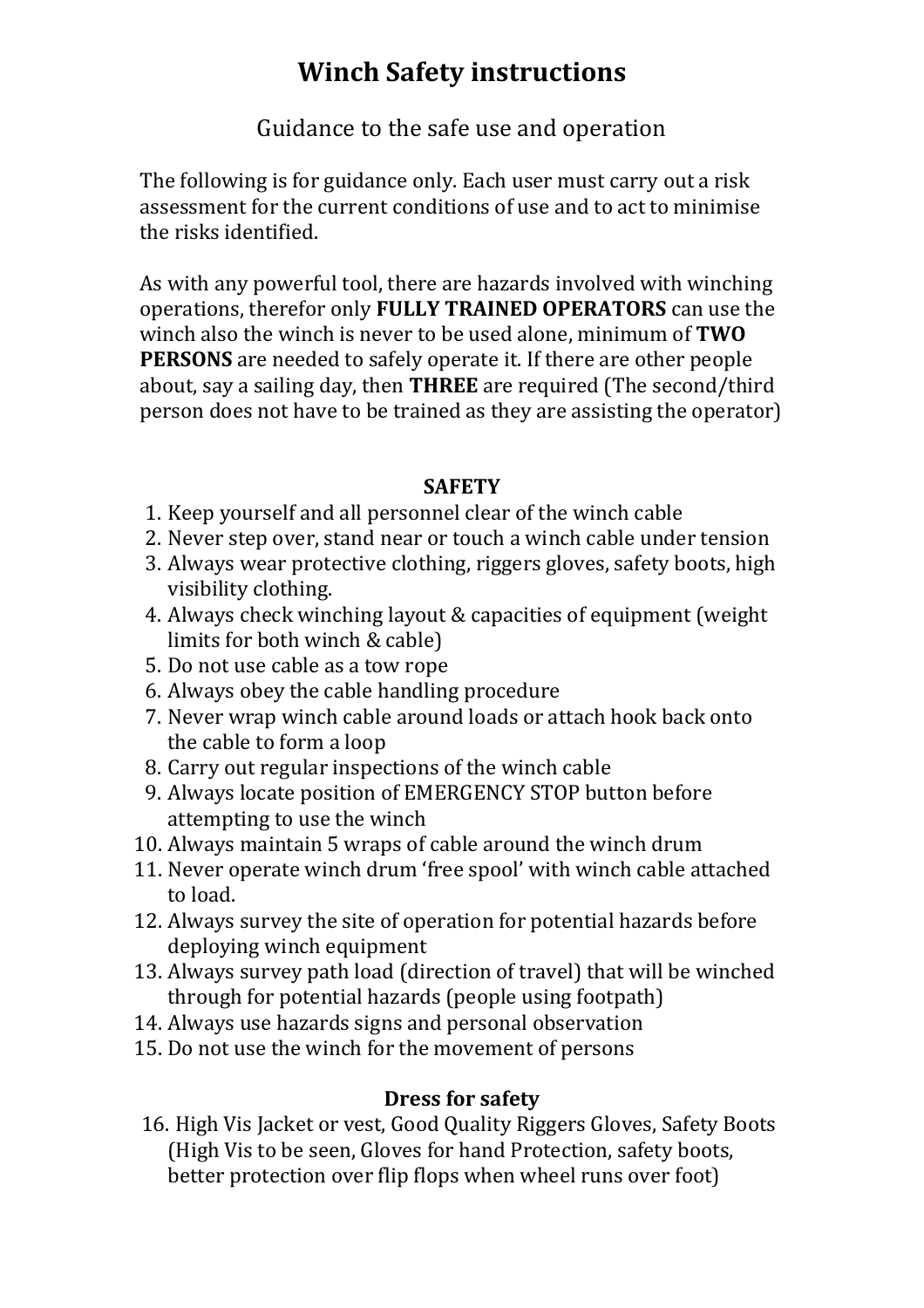# Winch Safety instructions

Guidance to the safe use and operation

The following is for guidance only. Each user must carry out a risk assessment for the current conditions of use and to act to minimise the risks identified.

As with any powerful tool, there are hazards involved with winching operations, therefor only **FULLY TRAINED OPERATORS** can use the winch also the winch is never to be used alone, minimum of **TWO PERSONS** are needed to safely operate it. If there are other people about, say a sailing day, then **THREE** are required (The second/third person does not have to be trained as they are assisting the operator)

**SAFETY**

1. Keep yourself and all personnel clear of the winch cable
2. Never step over, stand near or touch a winch cable under tension
3. Always wear protective clothing, riggers gloves, safety boots, high visibility clothing.
4. Always check winching layout & capacities of equipment (weight limits for both winch & cable)
5. Do not use cable as a tow rope
6. Always obey the cable handling procedure
7. Never wrap winch cable around loads or attach hook back onto the cable to form a loop
8. Carry out regular inspections of the winch cable
9. Always locate position of EMERGENCY STOP button before attempting to use the winch
10. Always maintain 5 wraps of cable around the winch drum
11. Never operate winch drum 'free spool' with winch cable attached to load.
12. Always survey the site of operation for potential hazards before deploying winch equipment
13. Always survey path load (direction of travel) that will be winched through for potential hazards (people using footpath)
14. Always use hazards signs and personal observation
15. Do not use the winch for the movement of persons

**Dress for safety**

16. High Vis Jacket or vest, Good Quality Riggers Gloves, Safety Boots (High Vis to be seen, Gloves for hand Protection, safety boots, better protection over flip flops when wheel runs over foot)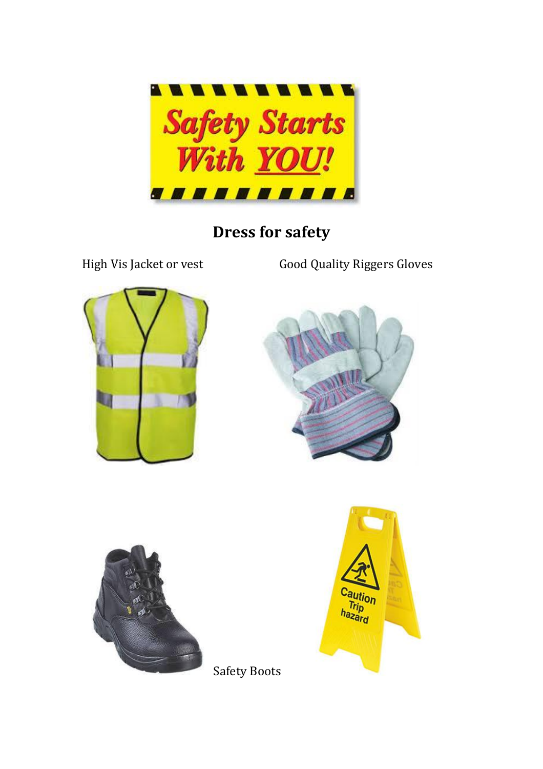## Dress for safety

High Vis Jacket or vest

Good Quality Riggers Gloves

Safety Boots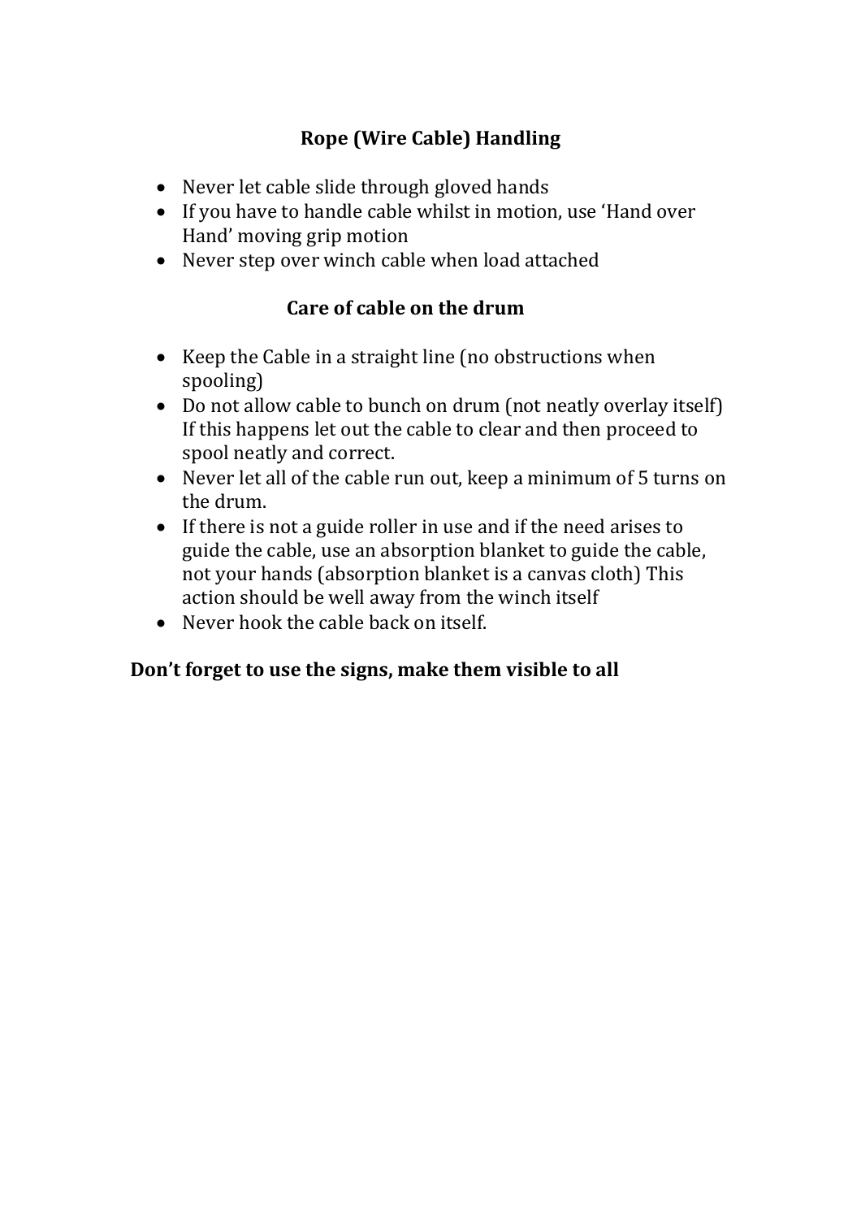## Rope (Wire Cable) Handling

- Never let cable slide through gloved hands
- If you have to handle cable whilst in motion, use 'Hand over Hand' moving grip motion
- Never step over winch cable when load attached

## Care of cable on the drum

- Keep the Cable in a straight line (no obstructions when spooling)
- Do not allow cable to bunch on drum (not neatly overlay itself) If this happens let out the cable to clear and then proceed to spool neatly and correct.
- Never let all of the cable run out, keep a minimum of 5 turns on the drum.
- If there is not a guide roller in use and if the need arises to guide the cable, use an absorption blanket to guide the cable, not your hands (absorption blanket is a canvas cloth) This action should be well away from the winch itself
- Never hook the cable back on itself.

**Don't forget to use the signs, make them visible to all**